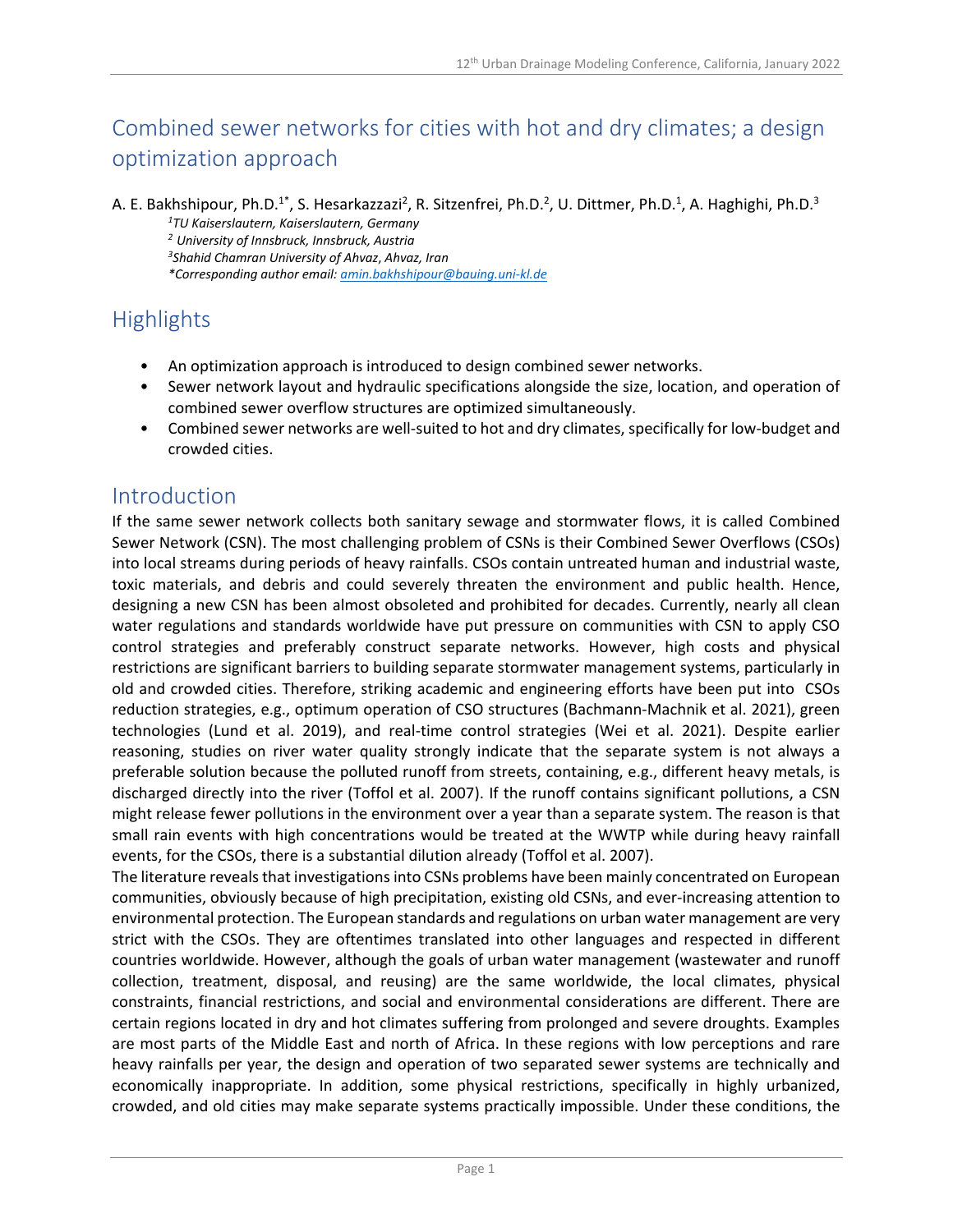# Combined sewer networks for cities with hot and dry climates; a design optimization approach

A. E. Bakhshipour, Ph.D.[1*], S. Hesarkazzazi[2], R. Sitzenfrei, Ph.D.[2], U. Dittmer, Ph.D.[1], A. Haghighi, Ph.D.[3]

*[1]TU Kaiserslautern, Kaiserslautern, Germany*
*[2] University of Innsbruck, Innsbruck, Austria*
*[3]Shahid Chamran University of Ahvaz, Ahvaz, Iran*
*\*Corresponding author email: amin.bakhshipour@bauing.uni-kl.de*

## Highlights

- An optimization approach is introduced to design combined sewer networks.
- Sewer network layout and hydraulic specifications alongside the size, location, and operation of combined sewer overflow structures are optimized simultaneously.
- Combined sewer networks are well-suited to hot and dry climates, specifically for low-budget and crowded cities.

## Introduction

If the same sewer network collects both sanitary sewage and stormwater flows, it is called Combined Sewer Network (CSN). The most challenging problem of CSNs is their Combined Sewer Overflows (CSOs) into local streams during periods of heavy rainfalls. CSOs contain untreated human and industrial waste, toxic materials, and debris and could severely threaten the environment and public health. Hence, designing a new CSN has been almost obsoleted and prohibited for decades. Currently, nearly all clean water regulations and standards worldwide have put pressure on communities with CSN to apply CSO control strategies and preferably construct separate networks. However, high costs and physical restrictions are significant barriers to building separate stormwater management systems, particularly in old and crowded cities. Therefore, striking academic and engineering efforts have been put into CSOs reduction strategies, e.g., optimum operation of CSO structures (Bachmann-Machnik et al. 2021), green technologies (Lund et al. 2019), and real-time control strategies (Wei et al. 2021). Despite earlier reasoning, studies on river water quality strongly indicate that the separate system is not always a preferable solution because the polluted runoff from streets, containing, e.g., different heavy metals, is discharged directly into the river (Toffol et al. 2007). If the runoff contains significant pollutions, a CSN might release fewer pollutions in the environment over a year than a separate system. The reason is that small rain events with high concentrations would be treated at the WWTP while during heavy rainfall events, for the CSOs, there is a substantial dilution already (Toffol et al. 2007).

The literature reveals that investigations into CSNs problems have been mainly concentrated on European communities, obviously because of high precipitation, existing old CSNs, and ever-increasing attention to environmental protection. The European standards and regulations on urban water management are very strict with the CSOs. They are oftentimes translated into other languages and respected in different countries worldwide. However, although the goals of urban water management (wastewater and runoff collection, treatment, disposal, and reusing) are the same worldwide, the local climates, physical constraints, financial restrictions, and social and environmental considerations are different. There are certain regions located in dry and hot climates suffering from prolonged and severe droughts. Examples are most parts of the Middle East and north of Africa. In these regions with low perceptions and rare heavy rainfalls per year, the design and operation of two separated sewer systems are technically and economically inappropriate. In addition, some physical restrictions, specifically in highly urbanized, crowded, and old cities may make separate systems practically impossible. Under these conditions, the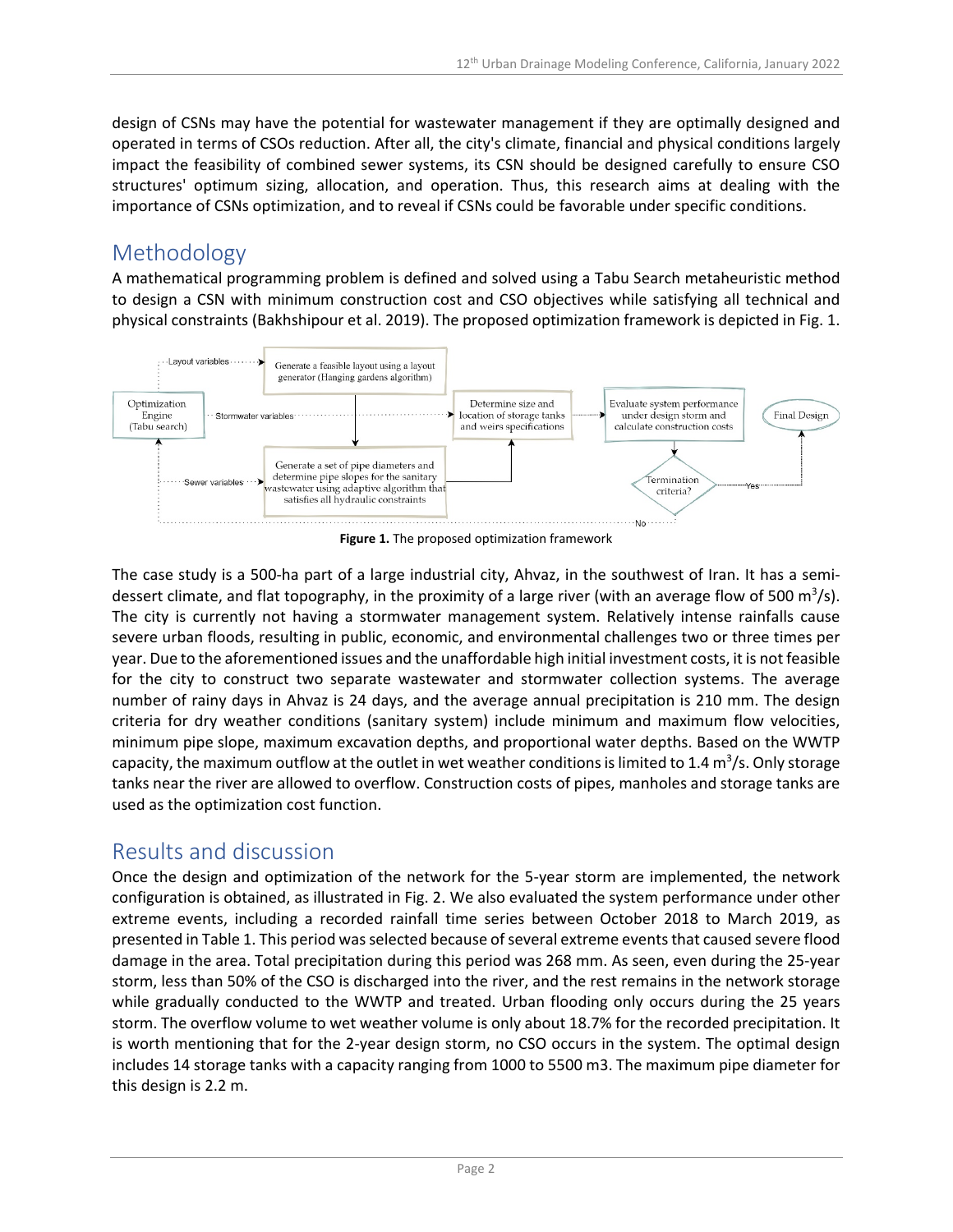design of CSNs may have the potential for wastewater management if they are optimally designed and operated in terms of CSOs reduction. After all, the city's climate, financial and physical conditions largely impact the feasibility of combined sewer systems, its CSN should be designed carefully to ensure CSO structures' optimum sizing, allocation, and operation. Thus, this research aims at dealing with the importance of CSNs optimization, and to reveal if CSNs could be favorable under specific conditions.

## Methodology

A mathematical programming problem is defined and solved using a Tabu Search metaheuristic method to design a CSN with minimum construction cost and CSO objectives while satisfying all technical and physical constraints (Bakhshipour et al. 2019). The proposed optimization framework is depicted in Fig. 1.

**Figure 1.** The proposed optimization framework

The case study is a 500-ha part of a large industrial city, Ahvaz, in the southwest of Iran. It has a semi-dessert climate, and flat topography, in the proximity of a large river (with an average flow of 500 $m^3/s$). The city is currently not having a stormwater management system. Relatively intense rainfalls cause severe urban floods, resulting in public, economic, and environmental challenges two or three times per year. Due to the aforementioned issues and the unaffordable high initial investment costs, it is not feasible for the city to construct two separate wastewater and stormwater collection systems. The average number of rainy days in Ahvaz is 24 days, and the average annual precipitation is 210 mm. The design criteria for dry weather conditions (sanitary system) include minimum and maximum flow velocities, minimum pipe slope, maximum excavation depths, and proportional water depths. Based on the WWTP capacity, the maximum outflow at the outlet in wet weather conditions is limited to 1.4 $m^3/s$. Only storage tanks near the river are allowed to overflow. Construction costs of pipes, manholes and storage tanks are used as the optimization cost function.

## Results and discussion

Once the design and optimization of the network for the 5-year storm are implemented, the network configuration is obtained, as illustrated in Fig. 2. We also evaluated the system performance under other extreme events, including a recorded rainfall time series between October 2018 to March 2019, as presented in Table 1. This period was selected because of several extreme events that caused severe flood damage in the area. Total precipitation during this period was 268 mm. As seen, even during the 25-year storm, less than 50% of the CSO is discharged into the river, and the rest remains in the network storage while gradually conducted to the WWTP and treated. Urban flooding only occurs during the 25 years storm. The overflow volume to wet weather volume is only about 18.7% for the recorded precipitation. It is worth mentioning that for the 2-year design storm, no CSO occurs in the system. The optimal design includes 14 storage tanks with a capacity ranging from 1000 to 5500 m3. The maximum pipe diameter for this design is 2.2 m.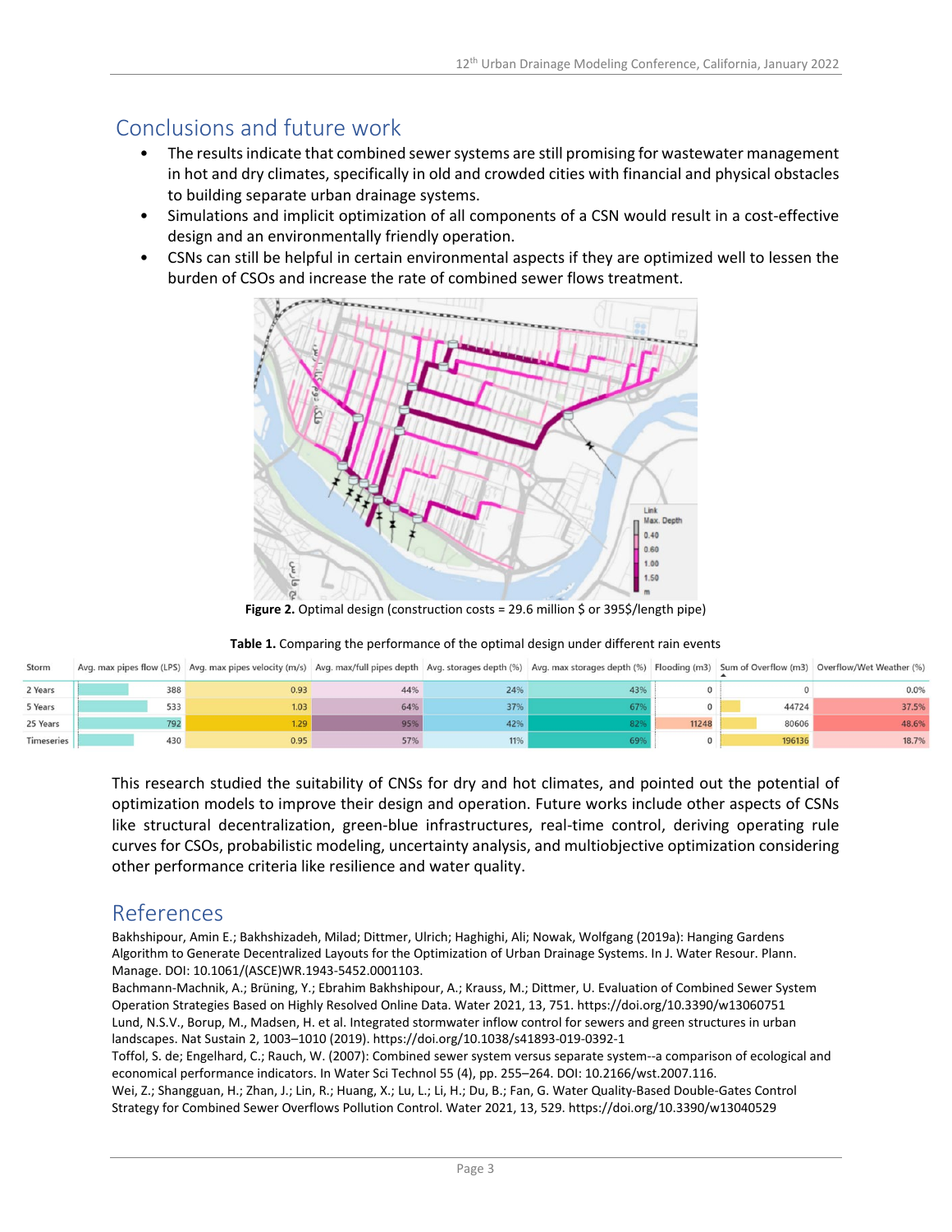## Conclusions and future work

- The results indicate that combined sewer systems are still promising for wastewater management in hot and dry climates, specifically in old and crowded cities with financial and physical obstacles to building separate urban drainage systems.
- Simulations and implicit optimization of all components of a CSN would result in a cost-effective design and an environmentally friendly operation.
- CSNs can still be helpful in certain environmental aspects if they are optimized well to lessen the burden of CSOs and increase the rate of combined sewer flows treatment.

Link
Max. Depth
0.40
0.60
1.00
1.50
m

**Figure 2.** Optimal design (construction costs = 29.6 million $ or 395$/length pipe)

**Table 1.** Comparing the performance of the optimal design under different rain events

| Storm | Avg. max pipes flow (LPS) | Avg. max pipes velocity (m/s) | Avg. max/full pipes depth | Avg. storages depth (%) | Avg. max storages depth (%) | Flooding (m3) | Sum of Overflow (m3) | Overflow/Wet Weather (%) |
|---|---|---|---|---|---|---|---|---|
| 2 Years | 388 | 0.93 | 44% | 24% | 43% | 0 | 0 | 0.0% |
| 5 Years | 533 | 1.03 | 64% | 37% | 67% | 0 | 44724 | 37.5% |
| 25 Years | 792 | 1.29 | 95% | 42% | 82% | 11248 | 80606 | 48.6% |
| Timeseries | 430 | 0.95 | 57% | 11% | 69% | 0 | 196136 | 18.7% |

This research studied the suitability of CNSs for dry and hot climates, and pointed out the potential of optimization models to improve their design and operation. Future works include other aspects of CSNs like structural decentralization, green-blue infrastructures, real-time control, deriving operating rule curves for CSOs, probabilistic modeling, uncertainty analysis, and multiobjective optimization considering other performance criteria like resilience and water quality.

## References

Bakhshipour, Amin E.; Bakhshizadeh, Milad; Dittmer, Ulrich; Haghighi, Ali; Nowak, Wolfgang (2019a): Hanging Gardens Algorithm to Generate Decentralized Layouts for the Optimization of Urban Drainage Systems. In J. Water Resour. Plann. Manage. DOI: 10.1061/(ASCE)WR.1943-5452.0001103.

Bachmann-Machnik, A.; Brüning, Y.; Ebrahim Bakhshipour, A.; Krauss, M.; Dittmer, U. Evaluation of Combined Sewer System Operation Strategies Based on Highly Resolved Online Data. Water 2021, 13, 751. https://doi.org/10.3390/w13060751

Lund, N.S.V., Borup, M., Madsen, H. et al. Integrated stormwater inflow control for sewers and green structures in urban landscapes. Nat Sustain 2, 1003–1010 (2019). https://doi.org/10.1038/s41893-019-0392-1

Toffol, S. de; Engelhard, C.; Rauch, W. (2007): Combined sewer system versus separate system--a comparison of ecological and economical performance indicators. In Water Sci Technol 55 (4), pp. 255–264. DOI: 10.2166/wst.2007.116.

Wei, Z.; Shangguan, H.; Zhan, J.; Lin, R.; Huang, X.; Lu, L.; Li, H.; Du, B.; Fan, G. Water Quality-Based Double-Gates Control Strategy for Combined Sewer Overflows Pollution Control. Water 2021, 13, 529. https://doi.org/10.3390/w13040529